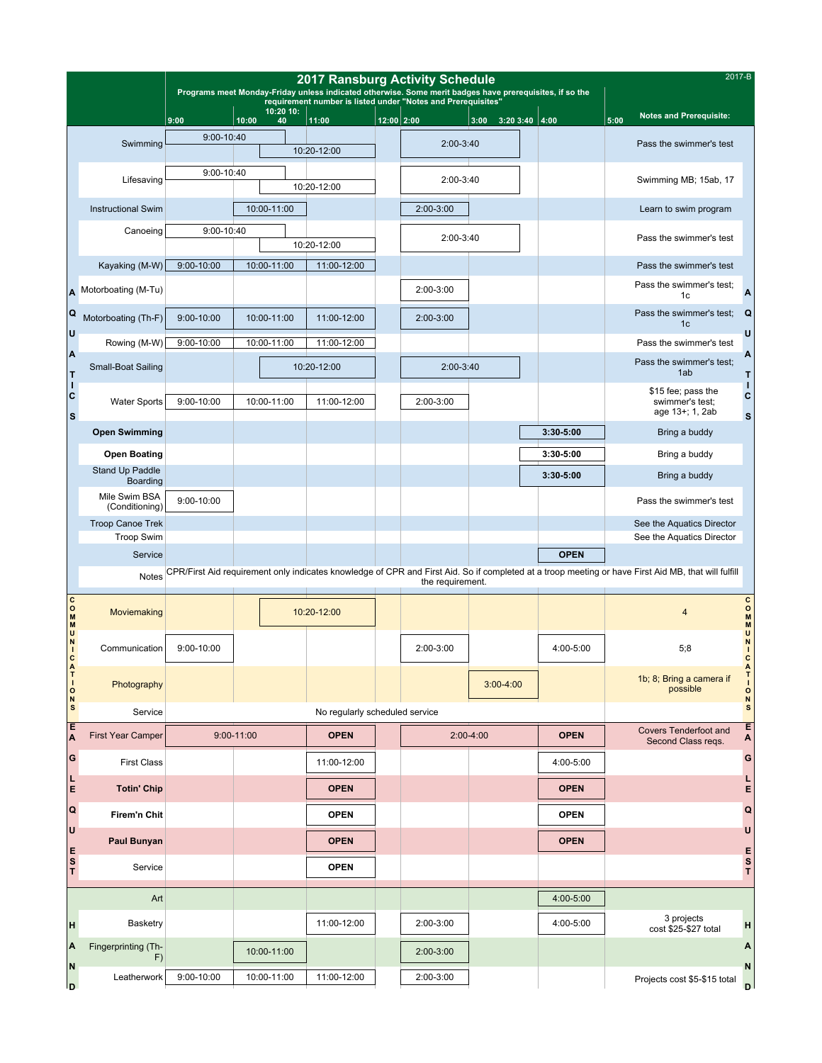# 2017 Ransburg Activity Schedule

2017-B

Programs meet Monday-Friday unless indicated otherwise. Some merit badges have prerequisites, if so the requirement number is listed under "Notes and Prerequisites"

| Area | Activity | 9:00 | 10:00 | 10:20 10:40 | 11:00 | 12:00 | 2:00 | 3:00 | 3:20 3:40 | 4:00 | 5:00 | Notes and Prerequisite: |
|---|---|---|---|---|---|---|---|---|---|---|---|---|
| AQUATICS | Swimming | 9:00-10:40 | | 10:20-12:00 | | | 2:00-3:40 | | | | | Pass the swimmer's test |
| | Lifesaving | 9:00-10:40 | | 10:20-12:00 | | | 2:00-3:40 | | | | | Swimming MB; 15ab, 17 |
| | Instructional Swim | | 10:00-11:00 | | | | 2:00-3:00 | | | | | Learn to swim program |
| | Canoeing | 9:00-10:40 | | 10:20-12:00 | | | 2:00-3:40 | | | | | Pass the swimmer's test |
| | Kayaking (M-W) | 9:00-10:00 | 10:00-11:00 | | 11:00-12:00 | | | | | | | Pass the swimmer's test |
| | Motorboating (M-Tu) | | | | | | 2:00-3:00 | | | | | Pass the swimmer's test; 1c |
| | Motorboating (Th-F) | 9:00-10:00 | 10:00-11:00 | | 11:00-12:00 | | 2:00-3:00 | | | | | Pass the swimmer's test; 1c |
| | Rowing (M-W) | 9:00-10:00 | 10:00-11:00 | | 11:00-12:00 | | | | | | | Pass the swimmer's test |
| | Small-Boat Sailing | | | 10:20-12:00 | | | 2:00-3:40 | | | | | Pass the swimmer's test; 1ab |
| | Water Sports | 9:00-10:00 | 10:00-11:00 | | 11:00-12:00 | | 2:00-3:00 | | | | | $15 fee; pass the swimmer's test; age 13+; 1, 2ab |
| | **Open Swimming** | | | | | | | | **3:30-5:00** | | | Bring a buddy |
| | **Open Boating** | | | | | | | | **3:30-5:00** | | | Bring a buddy |
| | Stand Up Paddle Boarding | | | | | | | | **3:30-5:00** | | | Bring a buddy |
| | Mile Swim BSA (Conditioning) | 9:00-10:00 | | | | | | | | | | Pass the swimmer's test |
| | Troop Canoe Trek | | | | | | | | | | | See the Aquatics Director |
| | Troop Swim | | | | | | | | | | | See the Aquatics Director |
| | Service | | | | | | | | | **OPEN** | | |
| | Notes | CPR/First Aid requirement only indicates knowledge of CPR and First Aid. So if completed at a troop meeting or have First Aid MB, that will fulfill the requirement. | | | | | | | | | | |
| COMMUNICATIONS | Moviemaking | | | 10:20-12:00 | | | | | | | | 4 |
| | Communication | 9:00-10:00 | | | | | 2:00-3:00 | | | 4:00-5:00 | | 5;8 |
| | Photography | | | | | | | 3:00-4:00 | | | | 1b; 8; Bring a camera if possible |
| | Service | No regularly scheduled service | | | | | | | | | | |
| EAGLE QUEST | First Year Camper | 9:00-11:00 | | | **OPEN** | | 2:00-4:00 | | | **OPEN** | | Covers Tenderfoot and Second Class reqs. |
| | First Class | | | | 11:00-12:00 | | | | | 4:00-5:00 | | |
| | **Totin' Chip** | | | | **OPEN** | | | | | **OPEN** | | |
| | **Firem'n Chit** | | | | **OPEN** | | | | | **OPEN** | | |
| | **Paul Bunyan** | | | | **OPEN** | | | | | **OPEN** | | |
| | Service | | | | **OPEN** | | | | | | | |
| HANDICRAFT | Art | | | | | | | | | 4:00-5:00 | | |
| | Basketry | | | | 11:00-12:00 | | 2:00-3:00 | | | 4:00-5:00 | | 3 projects cost $25-$27 total |
| | Fingerprinting (Th-F) | | 10:00-11:00 | | | | 2:00-3:00 | | | | | |
| | Leatherwork | 9:00-10:00 | 10:00-11:00 | | 11:00-12:00 | | 2:00-3:00 | | | | | Projects cost $5-$15 total |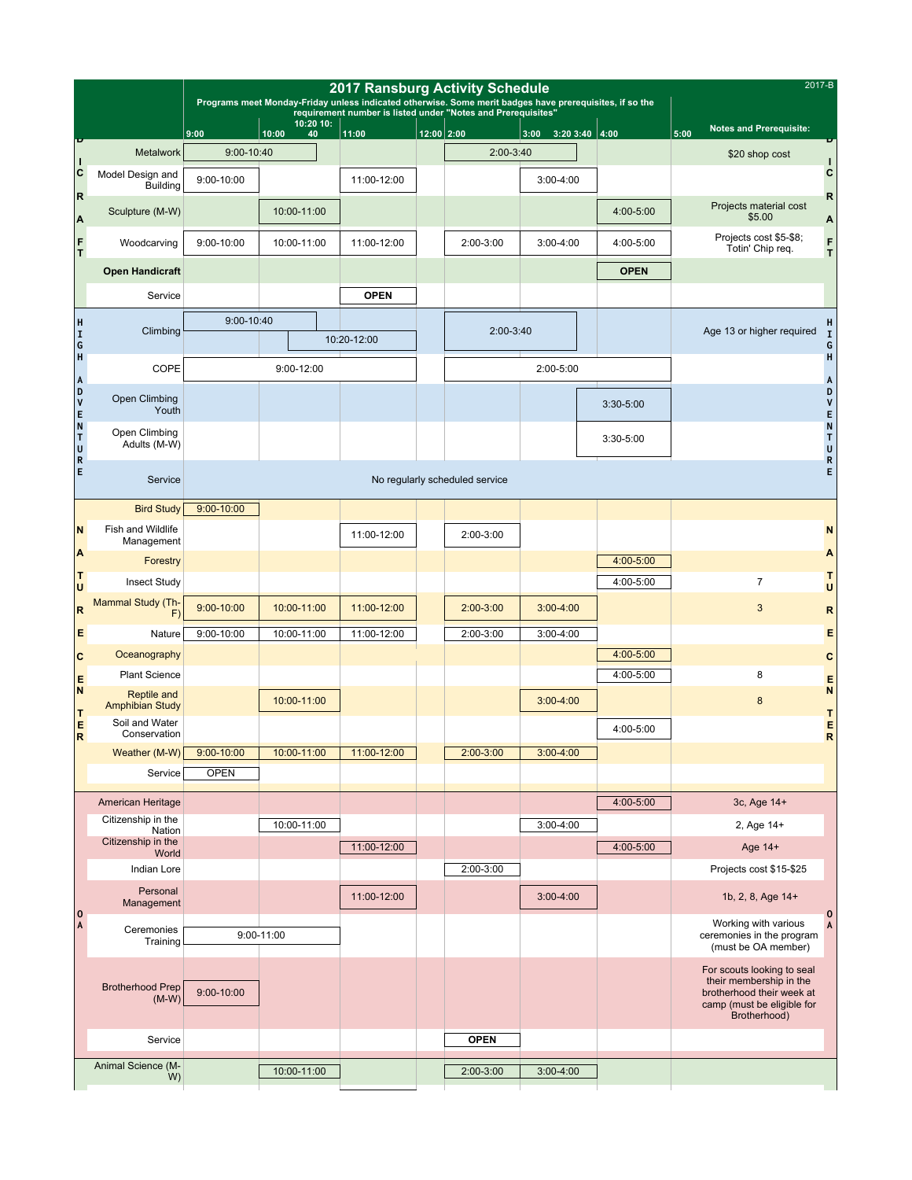# 2017 Ransburg Activity Schedule

2017-B

Programs meet Monday-Friday unless indicated otherwise. Some merit badges have prerequisites, if so the requirement number is listed under "Notes and Prerequisites"

| Area | Program | 9:00 | 10:00 | 11:00 | 12:00 | 2:00 | 3:00 | 4:00 | Notes and Prerequisite: |
|---|---|---|---|---|---|---|---|---|---|
| CRAFT | Metalwork | 9:00-10:40 | | | | 2:00-3:40 | | | $20 shop cost |
| CRAFT | Model Design and Building | 9:00-10:00 | | 11:00-12:00 | | | 3:00-4:00 | | |
| CRAFT | Sculpture (M-W) | | 10:00-11:00 | | | | | 4:00-5:00 | Projects material cost $5.00 |
| CRAFT | Woodcarving | 9:00-10:00 | 10:00-11:00 | 11:00-12:00 | | 2:00-3:00 | 3:00-4:00 | 4:00-5:00 | Projects cost $5-$8; Totin' Chip req. |
| CRAFT | **Open Handicraft** | | | | | | | OPEN | |
| CRAFT | Service | | | OPEN | | | | | |
| HIGH ADVENTURE | Climbing | 9:00-10:40 | 10:20-12:00 | | | 2:00-3:40 | | | Age 13 or higher required |
| HIGH ADVENTURE | COPE | 9:00-12:00 | | | | 2:00-5:00 | | | |
| HIGH ADVENTURE | Open Climbing Youth | | | | | | | 3:30-5:00 | |
| HIGH ADVENTURE | Open Climbing Adults (M-W) | | | | | | | 3:30-5:00 | |
| HIGH ADVENTURE | Service | No regularly scheduled service | | | | | | | |
| NATURE CENTER | Bird Study | 9:00-10:00 | | | | | | | |
| NATURE CENTER | Fish and Wildlife Management | | | 11:00-12:00 | | 2:00-3:00 | | | |
| NATURE CENTER | Forestry | | | | | | | 4:00-5:00 | |
| NATURE CENTER | Insect Study | | | | | | | 4:00-5:00 | 7 |
| NATURE CENTER | Mammal Study (Th-F) | 9:00-10:00 | 10:00-11:00 | 11:00-12:00 | | 2:00-3:00 | 3:00-4:00 | | 3 |
| NATURE CENTER | Nature | 9:00-10:00 | 10:00-11:00 | 11:00-12:00 | | 2:00-3:00 | 3:00-4:00 | | |
| NATURE CENTER | Oceanography | | | | | | | 4:00-5:00 | |
| NATURE CENTER | Plant Science | | | | | | | 4:00-5:00 | 8 |
| NATURE CENTER | Reptile and Amphibian Study | | 10:00-11:00 | | | | 3:00-4:00 | | 8 |
| NATURE CENTER | Soil and Water Conservation | | | | | | | 4:00-5:00 | |
| NATURE CENTER | Weather (M-W) | 9:00-10:00 | 10:00-11:00 | 11:00-12:00 | | 2:00-3:00 | 3:00-4:00 | | |
| NATURE CENTER | Service | OPEN | | | | | | | |
| OA | American Heritage | | | | | | | 4:00-5:00 | 3c, Age 14+ |
| OA | Citizenship in the Nation | | 10:00-11:00 | | | | 3:00-4:00 | | 2, Age 14+ |
| OA | Citizenship in the World | | | 11:00-12:00 | | | | 4:00-5:00 | Age 14+ |
| OA | Indian Lore | | | | | 2:00-3:00 | | | Projects cost $15-$25 |
| OA | Personal Management | | | 11:00-12:00 | | | 3:00-4:00 | | 1b, 2, 8, Age 14+ |
| OA | Ceremonies Training | 9:00-11:00 | | | | | | | Working with various ceremonies in the program (must be OA member) |
| OA | Brotherhood Prep (M-W) | 9:00-10:00 | | | | | | | For scouts looking to seal their membership in the brotherhood their week at camp (must be eligible for Brotherhood) |
| OA | Service | | | | | OPEN | | | |
| | Animal Science (M-W) | | 10:00-11:00 | | | 2:00-3:00 | 3:00-4:00 | | |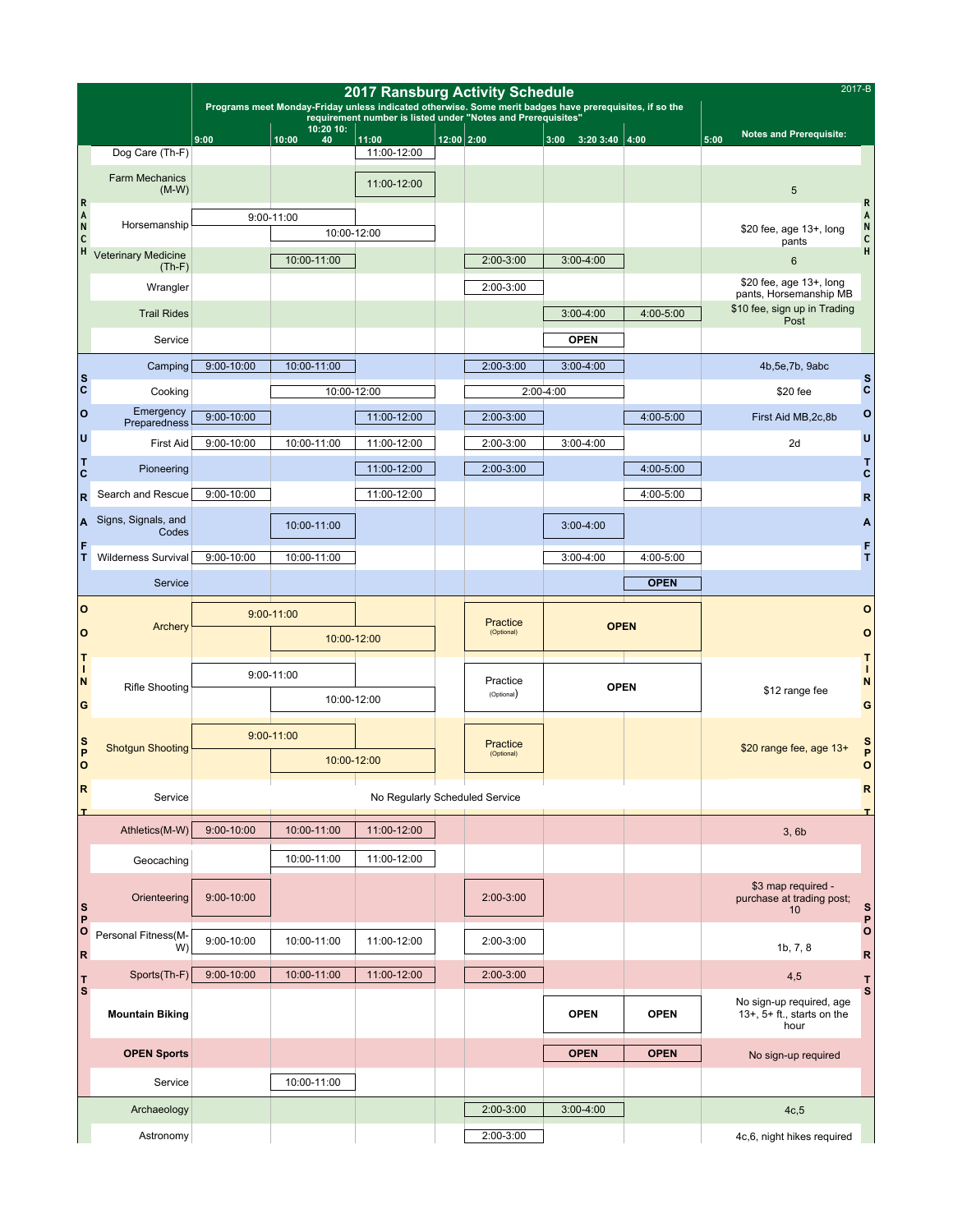# 2017 Ransburg Activity Schedule

2017-B

**Programs meet Monday-Friday unless indicated otherwise. Some merit badges have prerequisites, if so the requirement number is listed under "Notes and Prerequisites"**

| Area | Program | 9:00 | 10:00 | 10:20 10:40 / 11:00 | 12:00 | 2:00 | 3:00 3:20 3:40 | 4:00 | 5:00 Notes and Prerequisite: |
|---|---|---|---|---|---|---|---|---|---|
| RANCH | Dog Care (Th-F) | | | 11:00-12:00 | | | | | |
| RANCH | Farm Mechanics (M-W) | | | 11:00-12:00 | | | | | 5 |
| RANCH | Horsemanship | 9:00-11:00 | 10:00-12:00 | | | | | | $20 fee, age 13+, long pants |
| RANCH | Veterinary Medicine (Th-F) | | 10:00-11:00 | | | 2:00-3:00 | 3:00-4:00 | | 6 |
| RANCH | Wrangler | | | | | 2:00-3:00 | | | $20 fee, age 13+, long pants, Horsemanship MB |
| RANCH | Trail Rides | | | | | | 3:00-4:00 | 4:00-5:00 | $10 fee, sign up in Trading Post |
| RANCH | Service | | | | | | OPEN | | |
| SCOUTCRAFT | Camping | 9:00-10:00 | 10:00-11:00 | | | 2:00-3:00 | 3:00-4:00 | | 4b,5e,7b, 9abc |
| SCOUTCRAFT | Cooking | | 10:00-12:00 | | | 2:00-4:00 | | | $20 fee |
| SCOUTCRAFT | Emergency Preparedness | 9:00-10:00 | | 11:00-12:00 | | 2:00-3:00 | | 4:00-5:00 | First Aid MB,2c,8b |
| SCOUTCRAFT | First Aid | 9:00-10:00 | 10:00-11:00 | 11:00-12:00 | | 2:00-3:00 | 3:00-4:00 | | 2d |
| SCOUTCRAFT | Pioneering | | | 11:00-12:00 | | 2:00-3:00 | | 4:00-5:00 | |
| SCOUTCRAFT | Search and Rescue | 9:00-10:00 | | 11:00-12:00 | | | | 4:00-5:00 | |
| SCOUTCRAFT | Signs, Signals, and Codes | | 10:00-11:00 | | | | 3:00-4:00 | | |
| SCOUTCRAFT | Wilderness Survival | 9:00-10:00 | 10:00-11:00 | | | | 3:00-4:00 | 4:00-5:00 | |
| SCOUTCRAFT | Service | | | | | | | OPEN | |
| SHOOTING SPORTS | Archery | 9:00-11:00 | 10:00-12:00 | | | Practice (Optional) | OPEN | | |
| SHOOTING SPORTS | Rifle Shooting | 9:00-11:00 | 10:00-12:00 | | | Practice (Optional) | OPEN | | $12 range fee |
| SHOOTING SPORTS | Shotgun Shooting | 9:00-11:00 | 10:00-12:00 | | | Practice (Optional) | | | $20 range fee, age 13+ |
| SHOOTING SPORTS | Service | No Regularly Scheduled Service | | | | | | | |
| SPORTS | Athletics(M-W) | 9:00-10:00 | 10:00-11:00 | 11:00-12:00 | | | | | 3, 6b |
| SPORTS | Geocaching | | 10:00-11:00 | 11:00-12:00 | | | | | |
| SPORTS | Orienteering | 9:00-10:00 | | | | 2:00-3:00 | | | $3 map required - purchase at trading post; 10 |
| SPORTS | Personal Fitness(M-W) | 9:00-10:00 | 10:00-11:00 | 11:00-12:00 | | 2:00-3:00 | | | 1b, 7, 8 |
| SPORTS | Sports(Th-F) | 9:00-10:00 | 10:00-11:00 | 11:00-12:00 | | 2:00-3:00 | | | 4,5 |
| SPORTS | **Mountain Biking** | | | | | | OPEN | OPEN | No sign-up required, age 13+, 5+ ft., starts on the hour |
| SPORTS | **OPEN Sports** | | | | | | OPEN | OPEN | No sign-up required |
| SPORTS | Service | | 10:00-11:00 | | | | | | |
| | Archaeology | | | | | 2:00-3:00 | 3:00-4:00 | | 4c,5 |
| | Astronomy | | | | | 2:00-3:00 | | | 4c,6, night hikes required |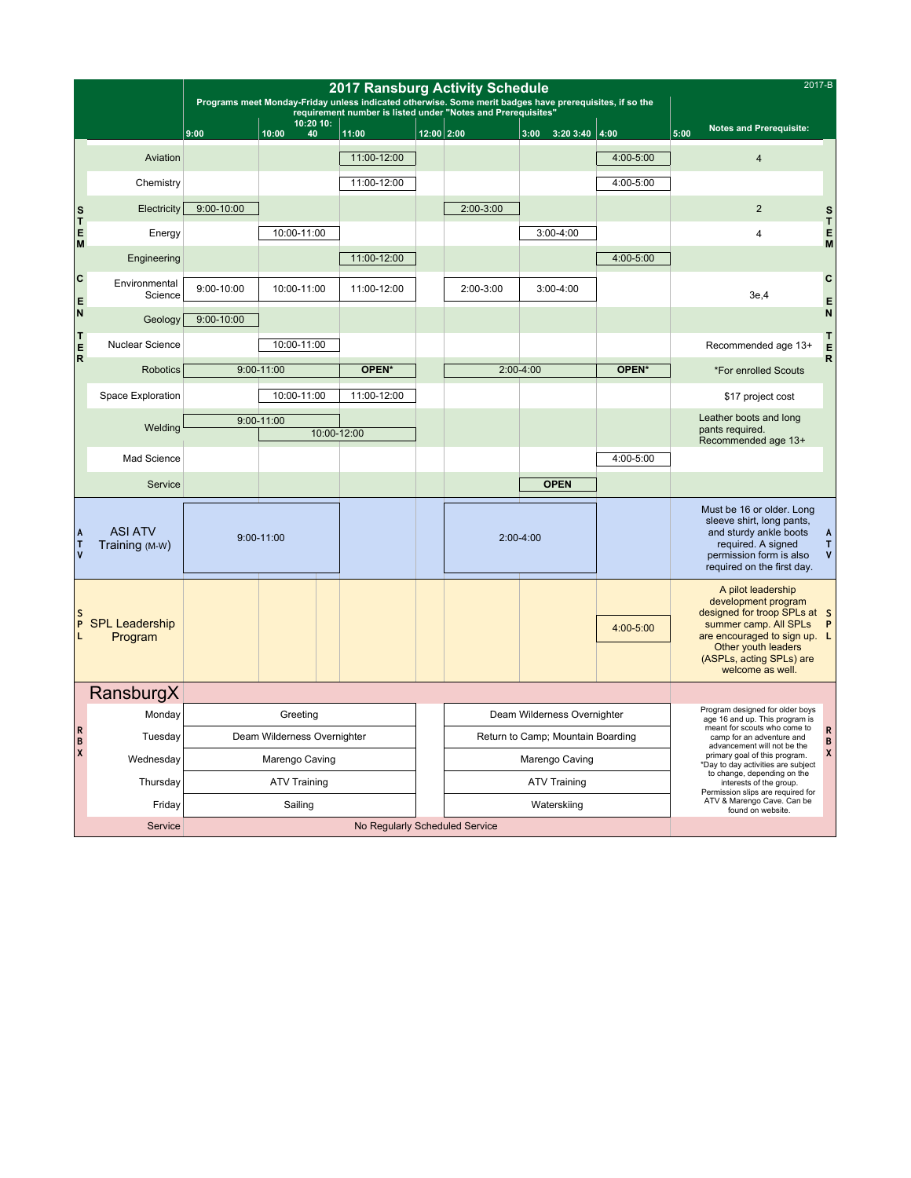# 2017 Ransburg Activity Schedule

2017-B

Programs meet Monday-Friday unless indicated otherwise. Some merit badges have prerequisites, if so the requirement number is listed under "Notes and Prerequisites"

| Area | Program | 9:00 | 10:00 | 10:20 10:40 | 11:00 | 12:00 | 2:00 | 3:00 | 3:20 3:40 | 4:00 | Notes and Prerequisite: |
|---|---|---|---|---|---|---|---|---|---|---|---|
| STEM CENTER | Aviation | | | | 11:00-12:00 | | | | | 4:00-5:00 | 4 |
| | Chemistry | | | | 11:00-12:00 | | | | | 4:00-5:00 | |
| | Electricity | 9:00-10:00 | | | | | 2:00-3:00 | | | | 2 |
| | Energy | | 10:00-11:00 | | | | | 3:00-4:00 | | | 4 |
| | Engineering | | | | 11:00-12:00 | | | | | 4:00-5:00 | |
| | Environmental Science | 9:00-10:00 | 10:00-11:00 | | 11:00-12:00 | | 2:00-3:00 | 3:00-4:00 | | | 3e,4 |
| | Geology | 9:00-10:00 | | | | | | | | | |
| | Nuclear Science | | 10:00-11:00 | | | | | | | | Recommended age 13+ |
| | Robotics | 9:00-11:00 | | | OPEN* | | 2:00-4:00 | | | OPEN* | *For enrolled Scouts |
| | Space Exploration | | 10:00-11:00 | | 11:00-12:00 | | | | | | $17 project cost |
| | Welding | 9:00-11:00 | 10:00-12:00 | | | | | | | | Leather boots and long pants required. Recommended age 13+ |
| | Mad Science | | | | | | | | | 4:00-5:00 | |
| | Service | | | | | | | OPEN | | | |
| ATV | ASI ATV Training (M-W) | 9:00-11:00 | | | | | 2:00-4:00 | | | | Must be 16 or older. Long sleeve shirt, long pants, and sturdy ankle boots required. A signed permission form is also required on the first day. |
| SPL | SPL Leadership Program | | | | | | | | | 4:00-5:00 | A pilot leadership development program designed for troop SPLs at summer camp. All SPLs are encouraged to sign up. Other youth leaders (ASPLs, acting SPLs) are welcome as well. |

## RansburgX

| | Day | Morning | Afternoon | Notes |
|---|---|---|---|---|
| RBX | Monday | Greeting | Deam Wilderness Overnighter | Program designed for older boys age 16 and up. This program is meant for scouts who come to camp for an adventure and advancement will not be the primary goal of this program. *Day to day activities are subject to change, depending on the interests of the group. Permission slips are required for ATV & Marengo Cave. Can be found on website. |
| | Tuesday | Deam Wilderness Overnighter | Return to Camp; Mountain Boarding | |
| | Wednesday | Marengo Caving | Marengo Caving | |
| | Thursday | ATV Training | ATV Training | |
| | Friday | Sailing | Waterskiing | |
| | Service | No Regularly Scheduled Service | | |